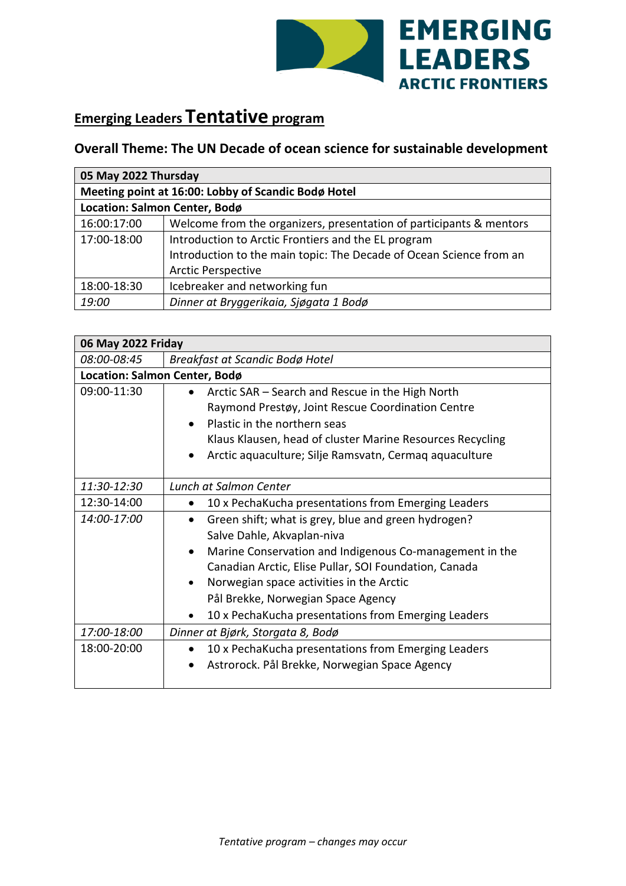# Emerging Leaders **Tentative** program

## Overall Theme: The UN Decade of ocean science for sustainable development

| **05 May 2022 Thursday** | |
|---|---|
| **Meeting point at 16:00: Lobby of Scandic Bodø Hotel** | |
| **Location: Salmon Center, Bodø** | |
| 16:00:17:00 | Welcome from the organizers, presentation of participants & mentors |
| 17:00-18:00 | Introduction to Arctic Frontiers and the EL program<br>Introduction to the main topic: The Decade of Ocean Science from an Arctic Perspective |
| 18:00-18:30 | Icebreaker and networking fun |
| *19:00* | *Dinner at Bryggerikaia, Sjøgata 1 Bodø* |

| **06 May 2022 Friday** | |
|---|---|
| *08:00-08:45* | *Breakfast at Scandic Bodø Hotel* |
| **Location: Salmon Center, Bodø** | |
| 09:00-11:30 | • Arctic SAR – Search and Rescue in the High North<br>Raymond Prestøy, Joint Rescue Coordination Centre<br>• Plastic in the northern seas<br>Klaus Klausen, head of cluster Marine Resources Recycling<br>• Arctic aquaculture; Silje Ramsvatn, Cermaq aquaculture |
| *11:30-12:30* | *Lunch at Salmon Center* |
| 12:30-14:00 | • 10 x PechaKucha presentations from Emerging Leaders |
| *14:00-17:00* | • Green shift; what is grey, blue and green hydrogen?<br>Salve Dahle, Akvaplan-niva<br>• Marine Conservation and Indigenous Co-management in the Canadian Arctic, Elise Pullar, SOI Foundation, Canada<br>• Norwegian space activities in the Arctic<br>Pål Brekke, Norwegian Space Agency<br>• 10 x PechaKucha presentations from Emerging Leaders |
| *17:00-18:00* | *Dinner at Bjørk, Storgata 8, Bodø* |
| 18:00-20:00 | • 10 x PechaKucha presentations from Emerging Leaders<br>• Astrorock. Pål Brekke, Norwegian Space Agency |

*Tentative program – changes may occur*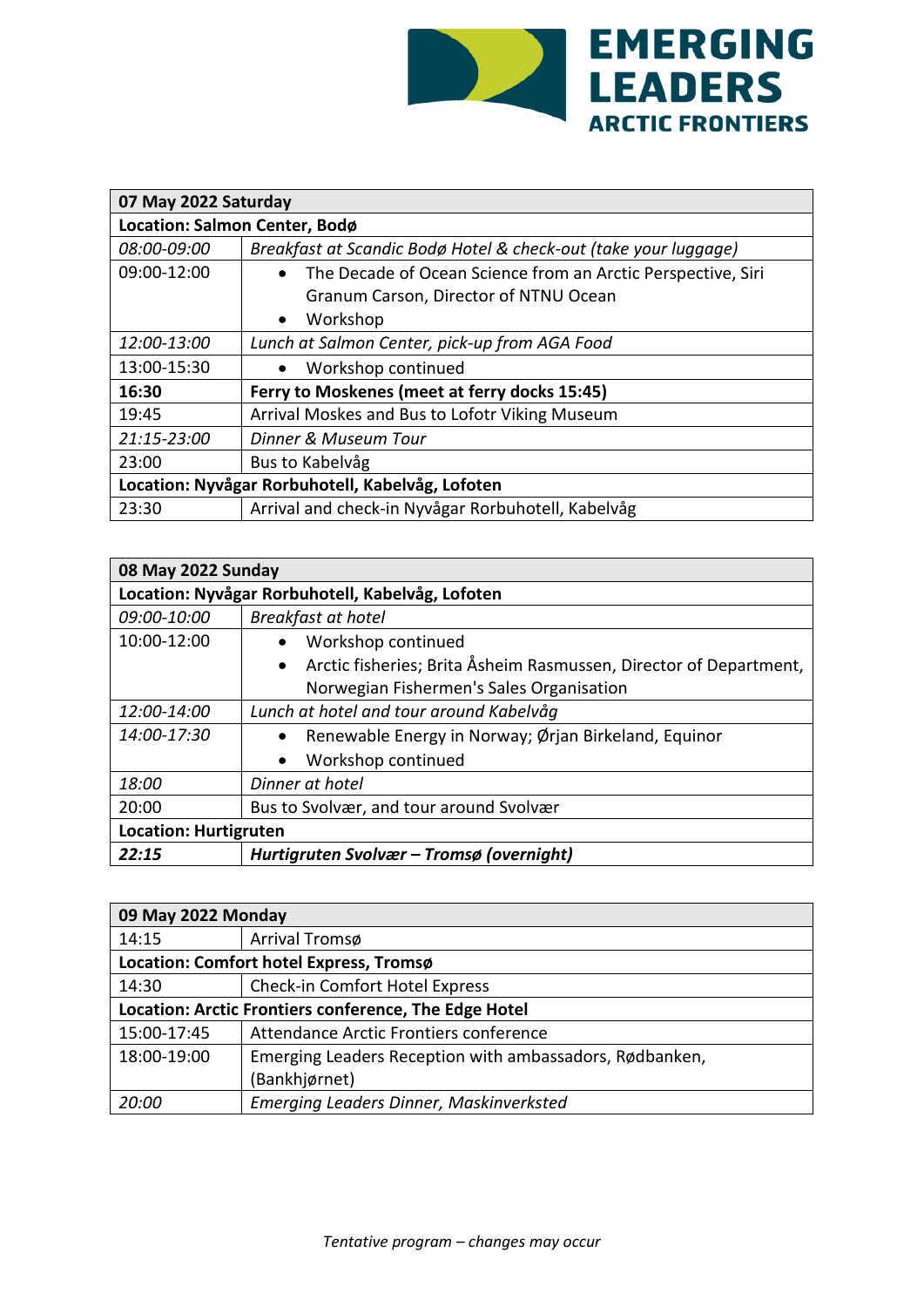**EMERGING LEADERS**
**ARCTIC FRONTIERS**

| 07 May 2022 Saturday | |
|---|---|
| **Location: Salmon Center, Bodø** | |
| *08:00-09:00* | *Breakfast at Scandic Bodø Hotel & check-out (take your luggage)* |
| 09:00-12:00 | • The Decade of Ocean Science from an Arctic Perspective, Siri Granum Carson, Director of NTNU Ocean<br>• Workshop |
| *12:00-13:00* | *Lunch at Salmon Center, pick-up from AGA Food* |
| 13:00-15:30 | • Workshop continued |
| **16:30** | **Ferry to Moskenes (meet at ferry docks 15:45)** |
| 19:45 | Arrival Moskes and Bus to Lofotr Viking Museum |
| *21:15-23:00* | *Dinner & Museum Tour* |
| 23:00 | Bus to Kabelvåg |
| **Location: Nyvågar Rorbuhotell, Kabelvåg, Lofoten** | |
| 23:30 | Arrival and check-in Nyvågar Rorbuhotell, Kabelvåg |

| 08 May 2022 Sunday | |
|---|---|
| **Location: Nyvågar Rorbuhotell, Kabelvåg, Lofoten** | |
| *09:00-10:00* | *Breakfast at hotel* |
| 10:00-12:00 | • Workshop continued<br>• Arctic fisheries; Brita Åsheim Rasmussen, Director of Department, Norwegian Fishermen's Sales Organisation |
| *12:00-14:00* | *Lunch at hotel and tour around Kabelvåg* |
| *14:00-17:30* | • Renewable Energy in Norway; Ørjan Birkeland, Equinor<br>• Workshop continued |
| *18:00* | *Dinner at hotel* |
| 20:00 | Bus to Svolvær, and tour around Svolvær |
| **Location: Hurtigruten** | |
| ***22:15*** | ***Hurtigruten Svolvær – Tromsø (overnight)*** |

| 09 May 2022 Monday | |
|---|---|
| 14:15 | Arrival Tromsø |
| **Location: Comfort hotel Express, Tromsø** | |
| 14:30 | Check-in Comfort Hotel Express |
| **Location: Arctic Frontiers conference, The Edge Hotel** | |
| 15:00-17:45 | Attendance Arctic Frontiers conference |
| 18:00-19:00 | Emerging Leaders Reception with ambassadors, Rødbanken, (Bankhjørnet) |
| *20:00* | *Emerging Leaders Dinner, Maskinverksted* |

*Tentative program – changes may occur*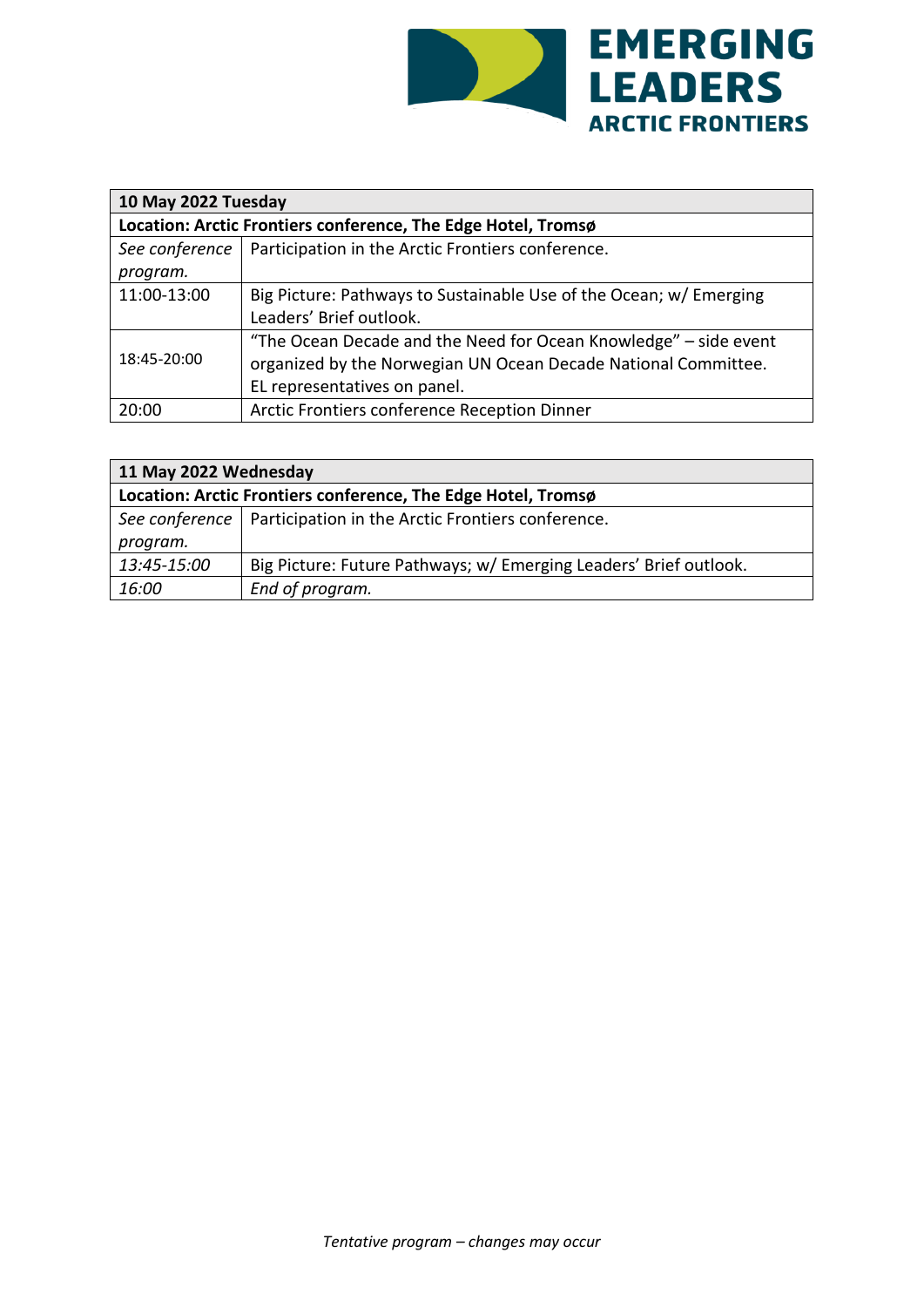EMERGING LEADERS
ARCTIC FRONTIERS

| **10 May 2022 Tuesday** | |
|---|---|
| **Location: Arctic Frontiers conference, The Edge Hotel, Tromsø** | |
| *See conference program.* | Participation in the Arctic Frontiers conference. |
| 11:00-13:00 | Big Picture: Pathways to Sustainable Use of the Ocean; w/ Emerging Leaders' Brief outlook. |
| 18:45-20:00 | "The Ocean Decade and the Need for Ocean Knowledge" – side event organized by the Norwegian UN Ocean Decade National Committee. EL representatives on panel. |
| 20:00 | Arctic Frontiers conference Reception Dinner |

| **11 May 2022 Wednesday** | |
|---|---|
| **Location: Arctic Frontiers conference, The Edge Hotel, Tromsø** | |
| *See conference program.* | Participation in the Arctic Frontiers conference. |
| *13:45-15:00* | Big Picture: Future Pathways; w/ Emerging Leaders' Brief outlook. |
| *16:00* | *End of program.* |

*Tentative program – changes may occur*